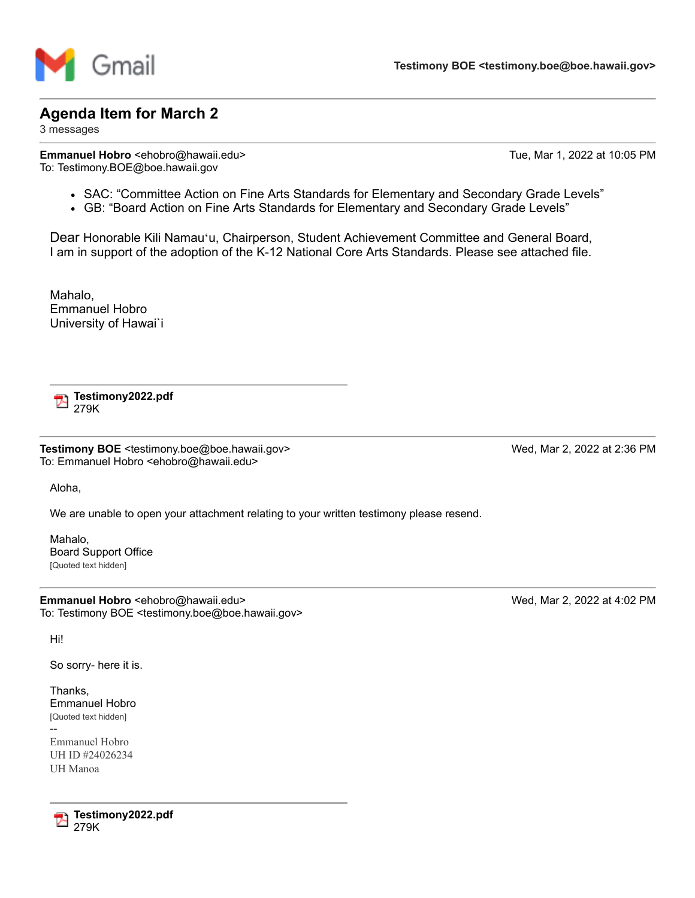Gmail

**Testimony BOE <testimony.boe@boe.hawaii.gov>**

---

# Agenda Item for March 2

3 messages

---

**Emmanuel Hobro** <ehobro@hawaii.edu>
To: Testimony.BOE@boe.hawaii.gov

Tue, Mar 1, 2022 at 10:05 PM

- SAC: "Committee Action on Fine Arts Standards for Elementary and Secondary Grade Levels"
- GB: "Board Action on Fine Arts Standards for Elementary and Secondary Grade Levels"

Dear Honorable Kili Namauʻu, Chairperson, Student Achievement Committee and General Board,
I am in support of the adoption of the K-12 National Core Arts Standards. Please see attached file.

Mahalo,
Emmanuel Hobro
University of Hawai`i

**Testimony2022.pdf**
279K

---

**Testimony BOE** <testimony.boe@boe.hawaii.gov>
To: Emmanuel Hobro <ehobro@hawaii.edu>

Wed, Mar 2, 2022 at 2:36 PM

Aloha,

We are unable to open your attachment relating to your written testimony please resend.

Mahalo,
Board Support Office
[Quoted text hidden]

---

**Emmanuel Hobro** <ehobro@hawaii.edu>
To: Testimony BOE <testimony.boe@boe.hawaii.gov>

Wed, Mar 2, 2022 at 4:02 PM

Hi!

So sorry- here it is.

Thanks,
Emmanuel Hobro
[Quoted text hidden]
--
Emmanuel Hobro
UH ID #24026234
UH Manoa

**Testimony2022.pdf**
279K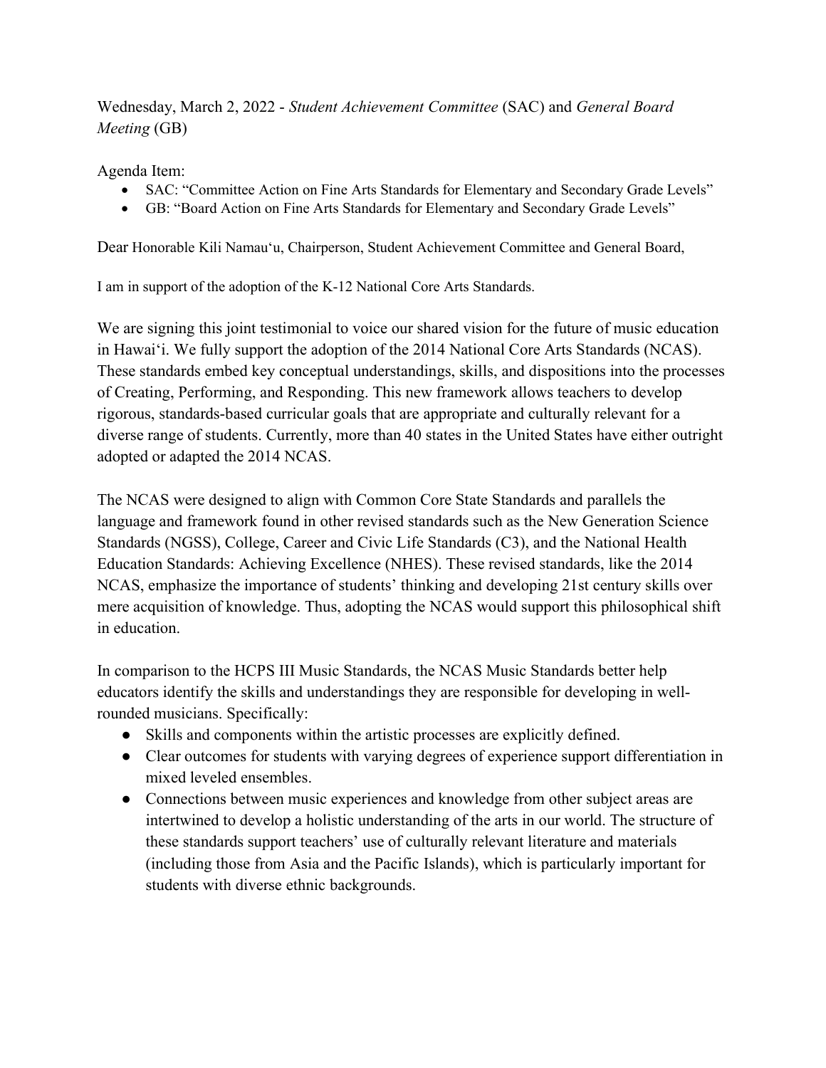Wednesday, March 2, 2022 - *Student Achievement Committee* (SAC) and *General Board Meeting* (GB)

Agenda Item:

- SAC: "Committee Action on Fine Arts Standards for Elementary and Secondary Grade Levels"
- GB: "Board Action on Fine Arts Standards for Elementary and Secondary Grade Levels"

Dear Honorable Kili Namauʻu, Chairperson, Student Achievement Committee and General Board,

I am in support of the adoption of the K-12 National Core Arts Standards.

We are signing this joint testimonial to voice our shared vision for the future of music education in Hawaiʻi. We fully support the adoption of the 2014 National Core Arts Standards (NCAS). These standards embed key conceptual understandings, skills, and dispositions into the processes of Creating, Performing, and Responding. This new framework allows teachers to develop rigorous, standards-based curricular goals that are appropriate and culturally relevant for a diverse range of students. Currently, more than 40 states in the United States have either outright adopted or adapted the 2014 NCAS.

The NCAS were designed to align with Common Core State Standards and parallels the language and framework found in other revised standards such as the New Generation Science Standards (NGSS), College, Career and Civic Life Standards (C3), and the National Health Education Standards: Achieving Excellence (NHES). These revised standards, like the 2014 NCAS, emphasize the importance of students' thinking and developing 21st century skills over mere acquisition of knowledge. Thus, adopting the NCAS would support this philosophical shift in education.

In comparison to the HCPS III Music Standards, the NCAS Music Standards better help educators identify the skills and understandings they are responsible for developing in well-rounded musicians. Specifically:

- Skills and components within the artistic processes are explicitly defined.
- Clear outcomes for students with varying degrees of experience support differentiation in mixed leveled ensembles.
- Connections between music experiences and knowledge from other subject areas are intertwined to develop a holistic understanding of the arts in our world. The structure of these standards support teachers' use of culturally relevant literature and materials (including those from Asia and the Pacific Islands), which is particularly important for students with diverse ethnic backgrounds.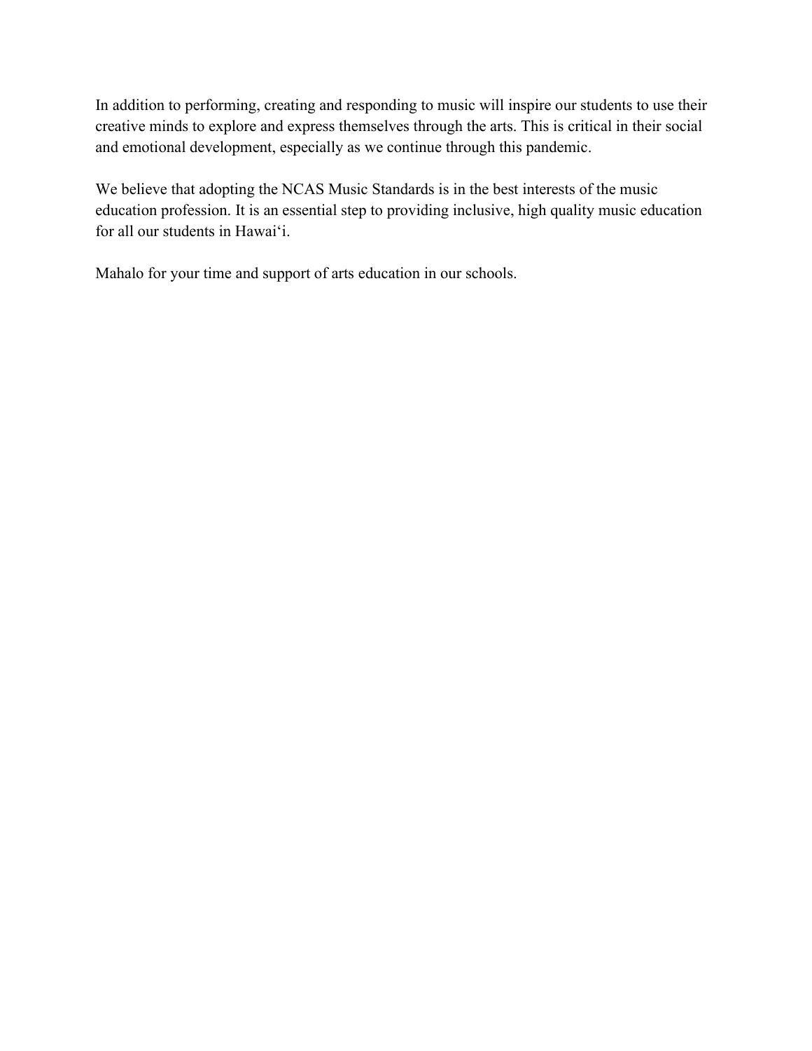In addition to performing, creating and responding to music will inspire our students to use their creative minds to explore and express themselves through the arts. This is critical in their social and emotional development, especially as we continue through this pandemic.

We believe that adopting the NCAS Music Standards is in the best interests of the music education profession. It is an essential step to providing inclusive, high quality music education for all our students in Hawaiʻi.

Mahalo for your time and support of arts education in our schools.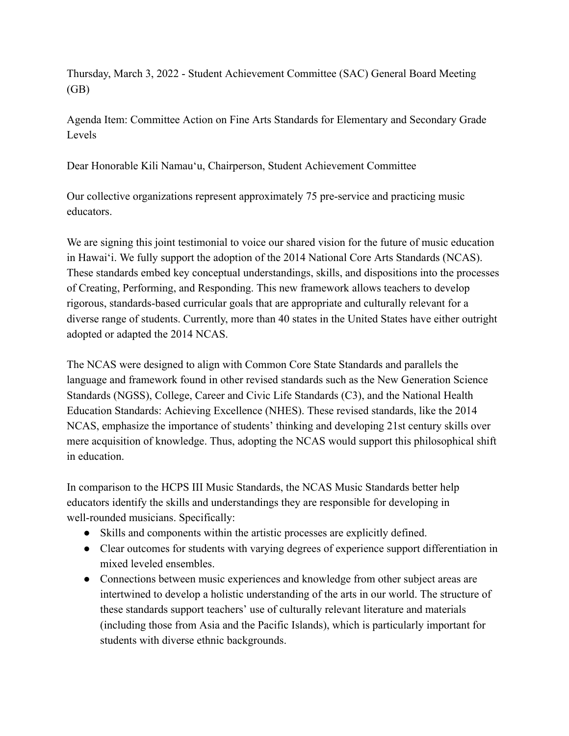Thursday, March 3, 2022 - Student Achievement Committee (SAC) General Board Meeting (GB)

Agenda Item: Committee Action on Fine Arts Standards for Elementary and Secondary Grade Levels

Dear Honorable Kili Namauʻu, Chairperson, Student Achievement Committee

Our collective organizations represent approximately 75 pre-service and practicing music educators.

We are signing this joint testimonial to voice our shared vision for the future of music education in Hawaiʻi. We fully support the adoption of the 2014 National Core Arts Standards (NCAS). These standards embed key conceptual understandings, skills, and dispositions into the processes of Creating, Performing, and Responding. This new framework allows teachers to develop rigorous, standards-based curricular goals that are appropriate and culturally relevant for a diverse range of students. Currently, more than 40 states in the United States have either outright adopted or adapted the 2014 NCAS.

The NCAS were designed to align with Common Core State Standards and parallels the language and framework found in other revised standards such as the New Generation Science Standards (NGSS), College, Career and Civic Life Standards (C3), and the National Health Education Standards: Achieving Excellence (NHES). These revised standards, like the 2014 NCAS, emphasize the importance of students' thinking and developing 21st century skills over mere acquisition of knowledge. Thus, adopting the NCAS would support this philosophical shift in education.

In comparison to the HCPS III Music Standards, the NCAS Music Standards better help educators identify the skills and understandings they are responsible for developing in well-rounded musicians. Specifically:

- Skills and components within the artistic processes are explicitly defined.
- Clear outcomes for students with varying degrees of experience support differentiation in mixed leveled ensembles.
- Connections between music experiences and knowledge from other subject areas are intertwined to develop a holistic understanding of the arts in our world. The structure of these standards support teachers' use of culturally relevant literature and materials (including those from Asia and the Pacific Islands), which is particularly important for students with diverse ethnic backgrounds.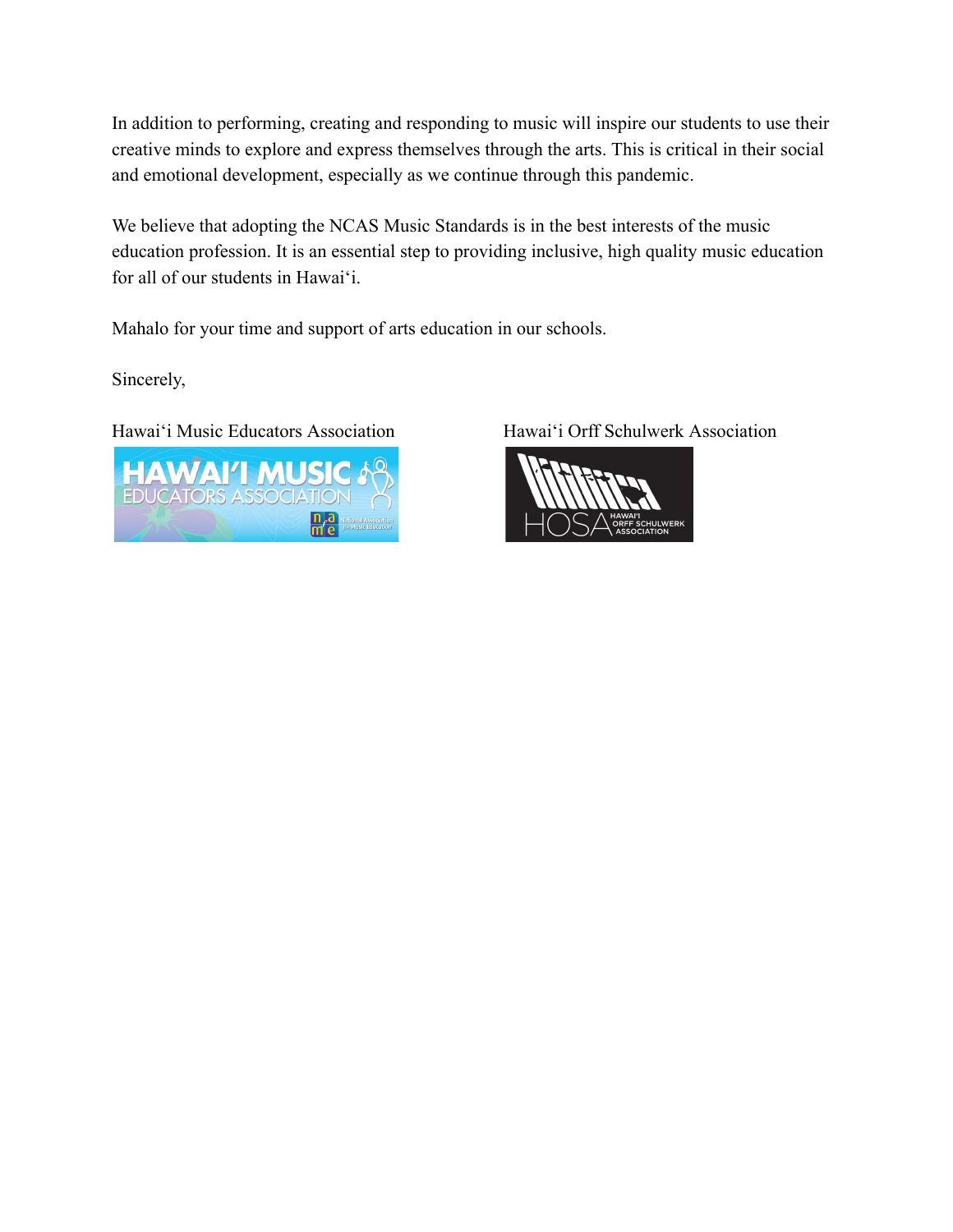In addition to performing, creating and responding to music will inspire our students to use their creative minds to explore and express themselves through the arts. This is critical in their social and emotional development, especially as we continue through this pandemic.

We believe that adopting the NCAS Music Standards is in the best interests of the music education profession. It is an essential step to providing inclusive, high quality music education for all of our students in Hawaiʻi.

Mahalo for your time and support of arts education in our schools.

Sincerely,

Hawaiʻi Music Educators Association

Hawaiʻi Orff Schulwerk Association